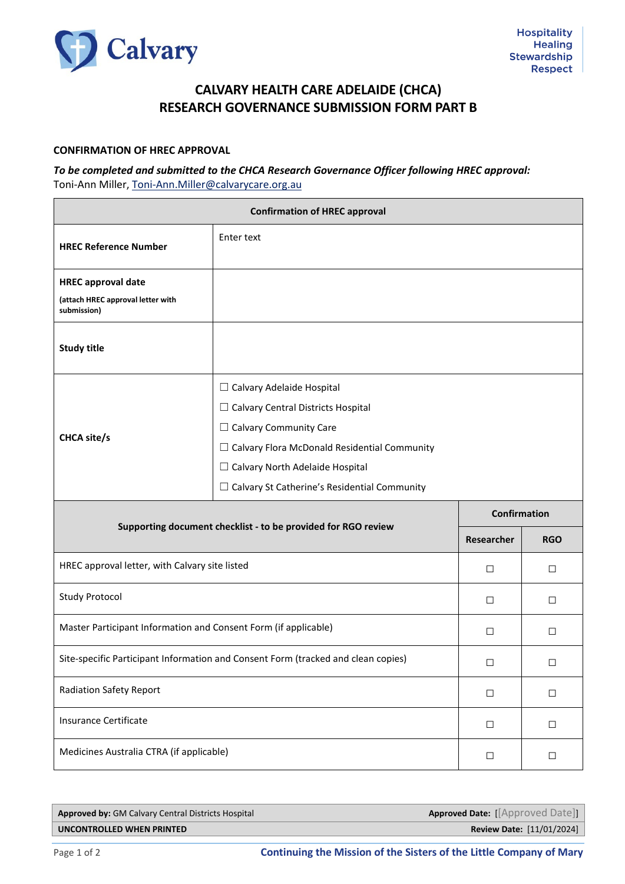Calvary

Hospitality
Healing
Stewardship
Respect

# CALVARY HEALTH CARE ADELAIDE (CHCA)
# RESEARCH GOVERNANCE SUBMISSION FORM PART B

## CONFIRMATION OF HREC APPROVAL

***To be completed and submitted to the CHCA Research Governance Officer following HREC approval:***
Toni-Ann Miller, Toni-Ann.Miller@calvarycare.org.au

| **Confirmation of HREC approval** | |
|---|---|
| **HREC Reference Number** | Enter text |
| **HREC approval date** (attach HREC approval letter with submission) | |
| **Study title** | |
| **CHCA site/s** | ☐ Calvary Adelaide Hospital<br>☐ Calvary Central Districts Hospital<br>☐ Calvary Community Care<br>☐ Calvary Flora McDonald Residential Community<br>☐ Calvary North Adelaide Hospital<br>☐ Calvary St Catherine's Residential Community |

| **Supporting document checklist - to be provided for RGO review** | **Confirmation** | |
|---|---|---|
| | **Researcher** | **RGO** |
| HREC approval letter, with Calvary site listed | ☐ | ☐ |
| Study Protocol | ☐ | ☐ |
| Master Participant Information and Consent Form (if applicable) | ☐ | ☐ |
| Site-specific Participant Information and Consent Form (tracked and clean copies) | ☐ | ☐ |
| Radiation Safety Report | ☐ | ☐ |
| Insurance Certificate | ☐ | ☐ |
| Medicines Australia CTRA (if applicable) | ☐ | ☐ |

| **Approved by:** GM Calvary Central Districts Hospital | **Approved Date:** [[Approved Date]] |
|---|---|
| **UNCONTROLLED WHEN PRINTED** | **Review Date:** [11/01/2024] |

**Continuing the Mission of the Sisters of the Little Company of Mary**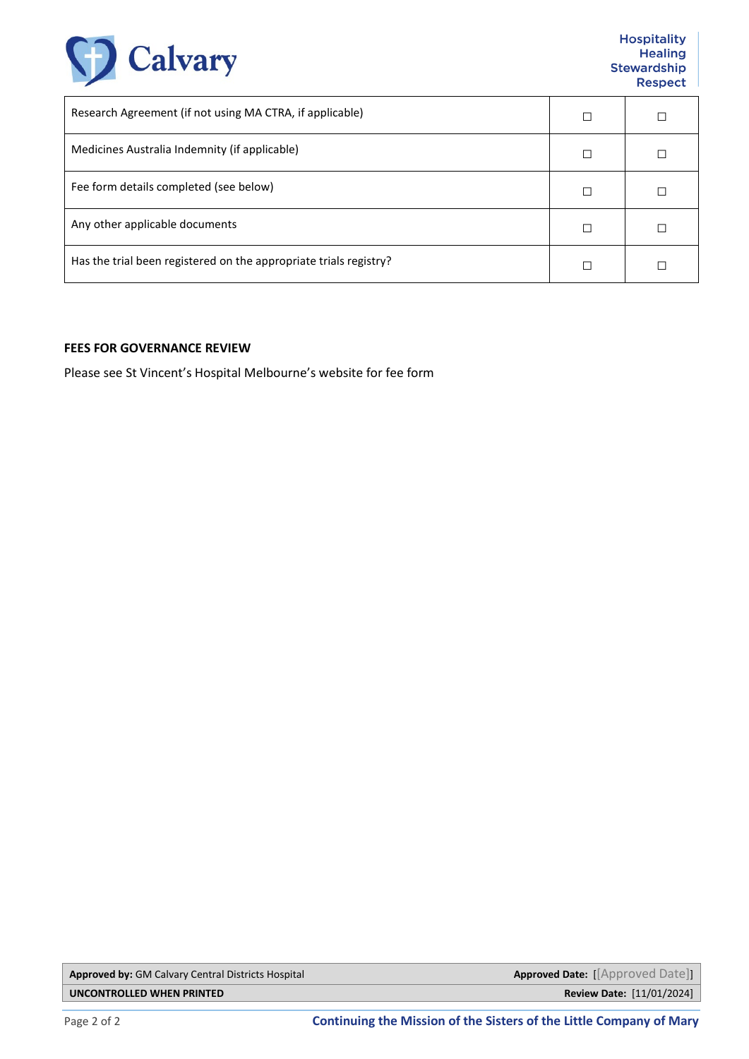| | | |
|---|---|---|
| Research Agreement (if not using MA CTRA, if applicable) | ☐ | ☐ |
| Medicines Australia Indemnity (if applicable) | ☐ | ☐ |
| Fee form details completed (see below) | ☐ | ☐ |
| Any other applicable documents | ☐ | ☐ |
| Has the trial been registered on the appropriate trials registry? | ☐ | ☐ |

**FEES FOR GOVERNANCE REVIEW**

Please see St Vincent's Hospital Melbourne's website for fee form

| | |
|---|---|
| **Approved by:** GM Calvary Central Districts Hospital | **Approved Date:** [[Approved Date]] |
| **UNCONTROLLED WHEN PRINTED** | **Review Date:** [11/01/2024] |